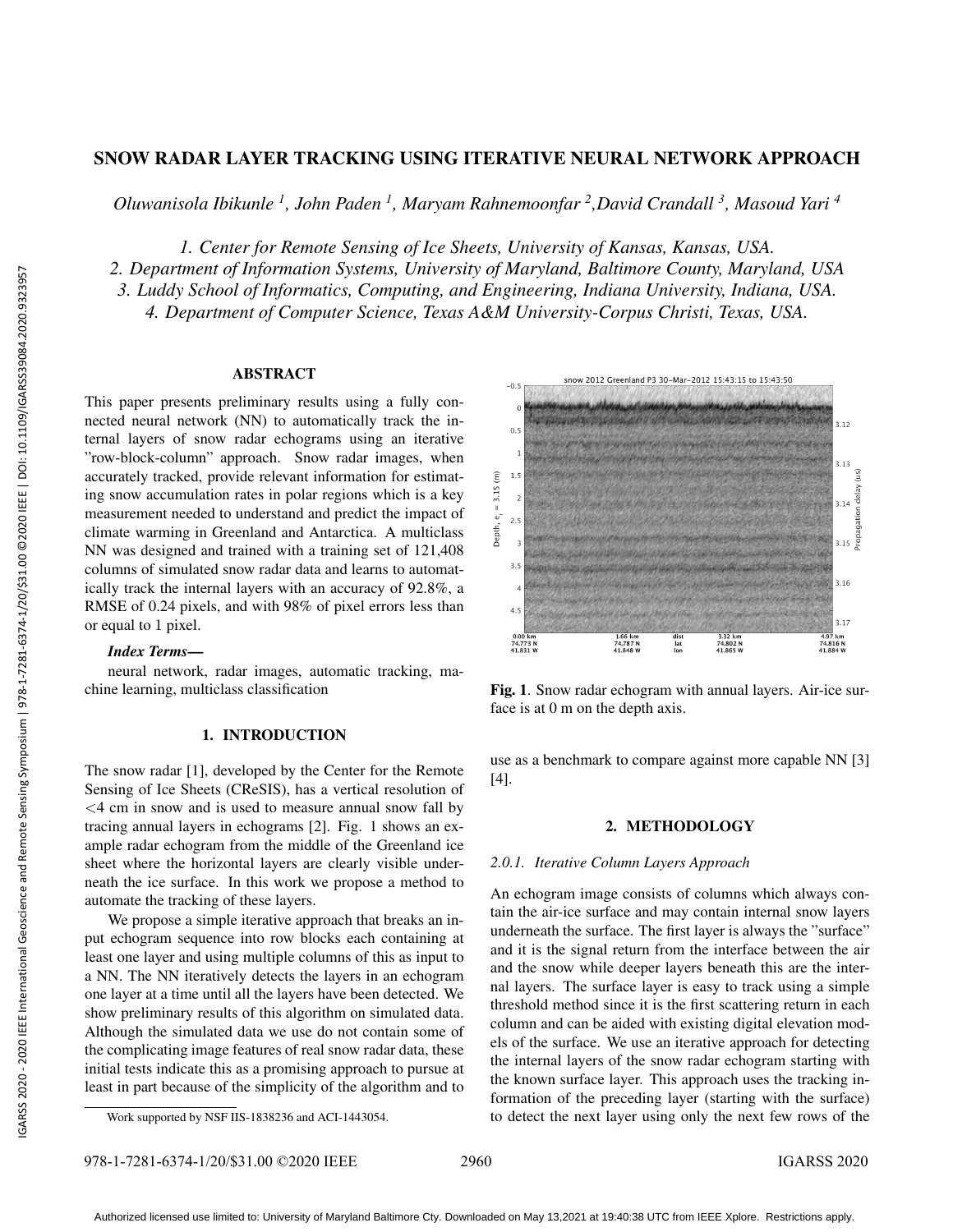# SNOW RADAR LAYER TRACKING USING ITERATIVE NEURAL NETWORK APPROACH

*Oluwanisola Ibikunle [1], John Paden [1], Maryam Rahnemoonfar [2], David Crandall [3], Masoud Yari [4]*

*1. Center for Remote Sensing of Ice Sheets, University of Kansas, Kansas, USA.*
*2. Department of Information Systems, University of Maryland, Baltimore County, Maryland, USA*
*3. Luddy School of Informatics, Computing, and Engineering, Indiana University, Indiana, USA.*
*4. Department of Computer Science, Texas A&M University-Corpus Christi, Texas, USA.*

## ABSTRACT

This paper presents preliminary results using a fully connected neural network (NN) to automatically track the internal layers of snow radar echograms using an iterative "row-block-column" approach. Snow radar images, when accurately tracked, provide relevant information for estimating snow accumulation rates in polar regions which is a key measurement needed to understand and predict the impact of climate warming in Greenland and Antarctica. A multiclass NN was designed and trained with a training set of 121,408 columns of simulated snow radar data and learns to automatically track the internal layers with an accuracy of 92.8%, a RMSE of 0.24 pixels, and with 98% of pixel errors less than or equal to 1 pixel.

***Index Terms—*** neural network, radar images, automatic tracking, machine learning, multiclass classification

## 1. INTRODUCTION

The snow radar [1], developed by the Center for the Remote Sensing of Ice Sheets (CReSIS), has a vertical resolution of <4 cm in snow and is used to measure annual snow fall by tracing annual layers in echograms [2]. Fig. 1 shows an example radar echogram from the middle of the Greenland ice sheet where the horizontal layers are clearly visible underneath the ice surface. In this work we propose a method to automate the tracking of these layers.

We propose a simple iterative approach that breaks an input echogram sequence into row blocks each containing at least one layer and using multiple columns of this as input to a NN. The NN iteratively detects the layers in an echogram one layer at a time until all the layers have been detected. We show preliminary results of this algorithm on simulated data. Although the simulated data we use do not contain some of the complicating image features of real snow radar data, these initial tests indicate this as a promising approach to pursue at least in part because of the simplicity of the algorithm and to use as a benchmark to compare against more capable NN [3] [4].

Work supported by NSF IIS-1838236 and ACI-1443054.

**Fig. 1**. Snow radar echogram with annual layers. Air-ice surface is at 0 m on the depth axis.

## 2. METHODOLOGY

### *2.0.1. Iterative Column Layers Approach*

An echogram image consists of columns which always contain the air-ice surface and may contain internal snow layers underneath the surface. The first layer is always the "surface" and it is the signal return from the interface between the air and the snow while deeper layers beneath this are the internal layers. The surface layer is easy to track using a simple threshold method since it is the first scattering return in each column and can be aided with existing digital elevation models of the surface. We use an iterative approach for detecting the internal layers of the snow radar echogram starting with the known surface layer. This approach uses the tracking information of the preceding layer (starting with the surface) to detect the next layer using only the next few rows of the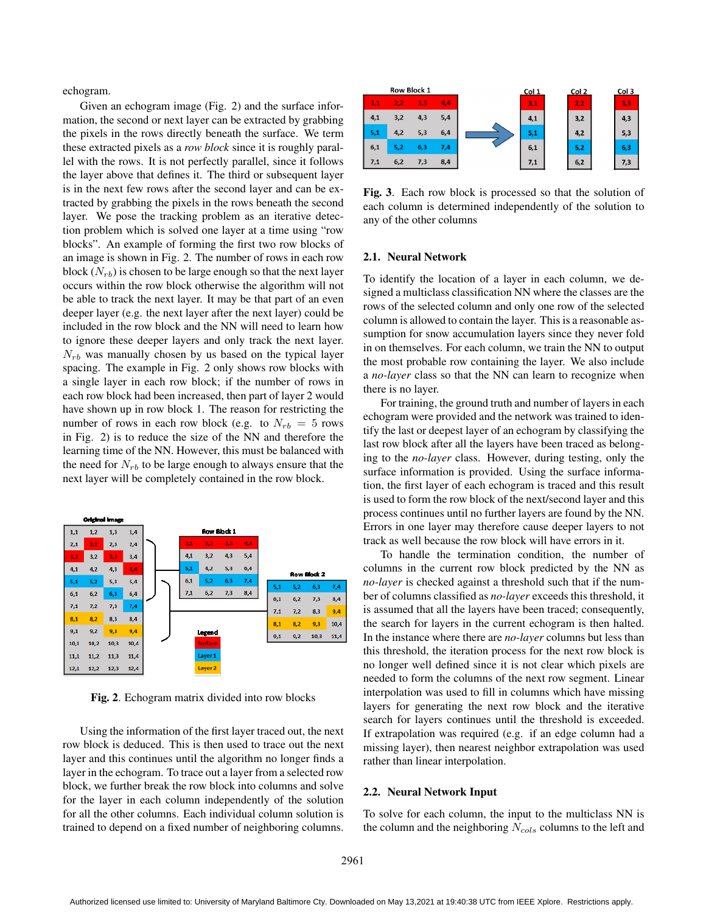echogram.

Given an echogram image (Fig. 2) and the surface information, the second or next layer can be extracted by grabbing the pixels in the rows directly beneath the surface. We term these extracted pixels as a *row block* since it is roughly parallel with the rows. It is not perfectly parallel, since it follows the layer above that defines it. The third or subsequent layer is in the next few rows after the second layer and can be extracted by grabbing the pixels in the rows beneath the second layer. We pose the tracking problem as an iterative detection problem which is solved one layer at a time using "row blocks". An example of forming the first two row blocks of an image is shown in Fig. 2. The number of rows in each row block ($N_{rb}$) is chosen to be large enough so that the next layer occurs within the row block otherwise the algorithm will not be able to track the next layer. It may be that part of an even deeper layer (e.g. the next layer after the next layer) could be included in the row block and the NN will need to learn how to ignore these deeper layers and only track the next layer. $N_{rb}$ was manually chosen by us based on the typical layer spacing. The example in Fig. 2 only shows row blocks with a single layer in each row block; if the number of rows in each row block had been increased, then part of layer 2 would have shown up in row block 1. The reason for restricting the number of rows in each row block (e.g. to $N_{rb} = 5$ rows in Fig. 2) is to reduce the size of the NN and therefore the learning time of the NN. However, this must be balanced with the need for $N_{rb}$ to be large enough to always ensure that the next layer will be completely contained in the row block.

**Fig. 2**. Echogram matrix divided into row blocks

Using the information of the first layer traced out, the next row block is deduced. This is then used to trace out the next layer and this continues until the algorithm no longer finds a layer in the echogram. To trace out a layer from a selected row block, we further break the row block into columns and solve for the layer in each column independently of the solution for all the other columns. Each individual column solution is trained to depend on a fixed number of neighboring columns.

**Fig. 3**. Each row block is processed so that the solution of each column is determined independently of the solution to any of the other columns

## 2.1. Neural Network

To identify the location of a layer in each column, we designed a multiclass classification NN where the classes are the rows of the selected column and only one row of the selected column is allowed to contain the layer. This is a reasonable assumption for snow accumulation layers since they never fold in on themselves. For each column, we train the NN to output the most probable row containing the layer. We also include a *no-layer* class so that the NN can learn to recognize when there is no layer.

For training, the ground truth and number of layers in each echogram were provided and the network was trained to identify the last or deepest layer of an echogram by classifying the last row block after all the layers have been traced as belonging to the *no-layer* class. However, during testing, only the surface information is provided. Using the surface information, the first layer of each echogram is traced and this result is used to form the row block of the next/second layer and this process continues until no further layers are found by the NN. Errors in one layer may therefore cause deeper layers to not track as well because the row block will have errors in it.

To handle the termination condition, the number of columns in the current row block predicted by the NN as *no-layer* is checked against a threshold such that if the number of columns classified as *no-layer* exceeds this threshold, it is assumed that all the layers have been traced; consequently, the search for layers in the current echogram is then halted. In the instance where there are *no-layer* columns but less than this threshold, the iteration process for the next row block is no longer well defined since it is not clear which pixels are needed to form the columns of the next row segment. Linear interpolation was used to fill in columns which have missing layers for generating the next row block and the iterative search for layers continues until the threshold is exceeded. If extrapolation was required (e.g. if an edge column had a missing layer), then nearest neighbor extrapolation was used rather than linear interpolation.

## 2.2. Neural Network Input

To solve for each column, the input to the multiclass NN is the column and the neighboring $N_{cols}$ columns to the left and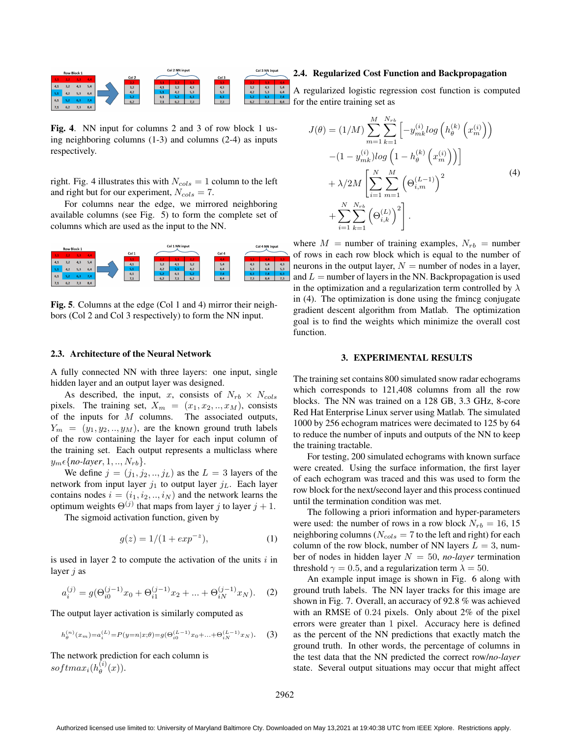Fig. 4. NN input for columns 2 and 3 of row block 1 using neighboring columns (1-3) and columns (2-4) as inputs respectively.

right. Fig. 4 illustrates this with $N_{cols} = 1$ column to the left and right but for our experiment, $N_{cols} = 7$.

For columns near the edge, we mirrored neighboring available columns (see Fig. 5) to form the complete set of columns which are used as the input to the NN.

Fig. 5. Columns at the edge (Col 1 and 4) mirror their neighbors (Col 2 and Col 3 respectively) to form the NN input.

### 2.3. Architecture of the Neural Network

A fully connected NN with three layers: one input, single hidden layer and an output layer was designed.

As described, the input, $x$, consists of $N_{rb} \times N_{cols}$ pixels. The training set, $X_m = (x_1, x_2, .., x_M)$, consists of the inputs for $M$ columns. The associated outputs, $Y_m = (y_1, y_2, .., y_M)$, are the known ground truth labels of the row containing the layer for each input column of the training set. Each output represents a multiclass where $y_m \epsilon \{no\text{-}layer, 1, .., N_{rb}\}$.

We define $j = (j_1, j_2, .., j_L)$ as the $L = 3$ layers of the network from input layer $j_1$ to output layer $j_L$. Each layer contains nodes $i = (i_1, i_2, .., i_N)$ and the network learns the optimum weights $\Theta^{(j)}$ that maps from layer $j$ to layer $j+1$.

The sigmoid activation function, given by

$$g(z) = 1/(1 + exp^{-z}), \tag{1}$$

is used in layer 2 to compute the activation of the units $i$ in layer $j$ as

$$a_i^{(j)} = g(\Theta_{i0}^{(j-1)} x_0 + \Theta_{i1}^{(j-1)} x_2 + ... + \Theta_{iN}^{(j-1)} x_N). \tag{2}$$

The output layer activation is similarly computed as

$$h_\theta^{(n)}(x_m) = a_i^{(L)} = P(y=n|x;\theta) = g(\Theta_{i0}^{(L-1)} x_0 + ... + \Theta_{iN}^{(L-1)} x_N). \tag{3}$$

The network prediction for each column is $softmax_i(h_\theta^{(i)}(x))$.

### 2.4. Regularized Cost Function and Backpropagation

A regularized logistic regression cost function is computed for the entire training set as

$$\begin{aligned} J(\theta) = (1/M) \sum_{m=1}^{M} \sum_{k=1}^{N_{rb}} \Big[ -y_{mk}^{(i)} log\left(h_\theta^{(k)}\left(x_m^{(i)}\right)\right) \\ -(1 - y_{mk}^{(i)}) log\left(1 - h_\theta^{(k)}\left(x_m^{(i)}\right)\right)\Big] \\ + \lambda/2M \left[ \sum_{i=1}^{N} \sum_{m=1}^{M} \left(\Theta_{i,m}^{(L-1)}\right)^2 \right. \\ \left. + \sum_{i=1}^{N} \sum_{k=1}^{N_{rb}} \left(\Theta_{i,k}^{(L)}\right)^2 \right]. \end{aligned} \tag{4}$$

where $M$ = number of training examples, $N_{rb}$ = number of rows in each row block which is equal to the number of neurons in the output layer, $N$ = number of nodes in a layer, and $L$ = number of layers in the NN. Backpropagation is used in the optimization and a regularization term controlled by $\lambda$ in (4). The optimization is done using the fmincg conjugate gradient descent algorithm from Matlab. The optimization goal is to find the weights which minimize the overall cost function.

## 3. EXPERIMENTAL RESULTS

The training set contains 800 simulated snow radar echograms which corresponds to 121,408 columns from all the row blocks. The NN was trained on a 128 GB, 3.3 GHz, 8-core Red Hat Enterprise Linux server using Matlab. The simulated 1000 by 256 echogram matrices were decimated to 125 by 64 to reduce the number of inputs and outputs of the NN to keep the training tractable.

For testing, 200 simulated echograms with known surface were created. Using the surface information, the first layer of each echogram was traced and this was used to form the row block for the next/second layer and this process continued until the termination condition was met.

The following a priori information and hyper-parameters were used: the number of rows in a row block $N_{rb} = 16$, 15 neighboring columns ($N_{cols} = 7$ to the left and right) for each column of the row block, number of NN layers $L = 3$, number of nodes in hidden layer $N = 50$, *no-layer* termination threshold $\gamma = 0.5$, and a regularization term $\lambda = 50$.

An example input image is shown in Fig. 6 along with ground truth labels. The NN layer tracks for this image are shown in Fig. 7. Overall, an accuracy of 92.8 % was achieved with an RMSE of 0.24 pixels. Only about 2% of the pixel errors were greater than 1 pixel. Accuracy here is defined as the percent of the NN predictions that exactly match the ground truth. In other words, the percentage of columns in the test data that the NN predicted the correct row/*no-layer* state. Several output situations may occur that might affect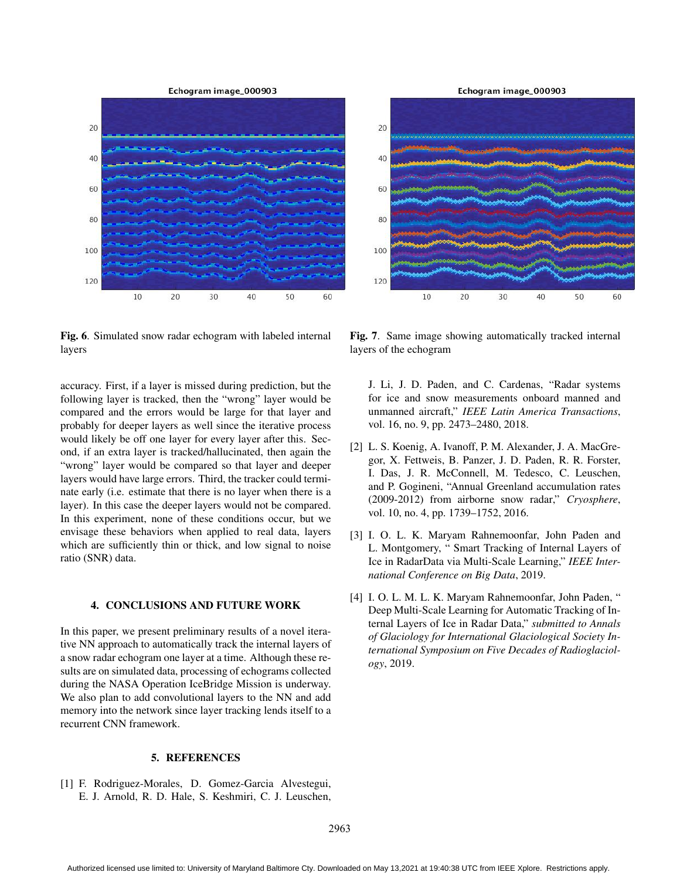Echogram image_000903

20
40
60
80
100
120

10 20 30 40 50 60

**Fig. 6**. Simulated snow radar echogram with labeled internal layers

Echogram image_000903

20
40
60
80
100
120

10 20 30 40 50 60

**Fig. 7**. Same image showing automatically tracked internal layers of the echogram

accuracy. First, if a layer is missed during prediction, but the following layer is tracked, then the "wrong" layer would be compared and the errors would be large for that layer and probably for deeper layers as well since the iterative process would likely be off one layer for every layer after this. Second, if an extra layer is tracked/hallucinated, then again the "wrong" layer would be compared so that layer and deeper layers would have large errors. Third, the tracker could terminate early (i.e. estimate that there is no layer when there is a layer). In this case the deeper layers would not be compared. In this experiment, none of these conditions occur, but we envisage these behaviors when applied to real data, layers which are sufficiently thin or thick, and low signal to noise ratio (SNR) data.

## 4. CONCLUSIONS AND FUTURE WORK

In this paper, we present preliminary results of a novel iterative NN approach to automatically track the internal layers of a snow radar echogram one layer at a time. Although these results are on simulated data, processing of echograms collected during the NASA Operation IceBridge Mission is underway. We also plan to add convolutional layers to the NN and add memory into the network since layer tracking lends itself to a recurrent CNN framework.

## 5. REFERENCES

[1] F. Rodriguez-Morales, D. Gomez-Garcia Alvestegui, E. J. Arnold, R. D. Hale, S. Keshmiri, C. J. Leuschen, J. Li, J. D. Paden, and C. Cardenas, "Radar systems for ice and snow measurements onboard manned and unmanned aircraft," *IEEE Latin America Transactions*, vol. 16, no. 9, pp. 2473–2480, 2018.

[2] L. S. Koenig, A. Ivanoff, P. M. Alexander, J. A. MacGregor, X. Fettweis, B. Panzer, J. D. Paden, R. R. Forster, I. Das, J. R. McConnell, M. Tedesco, C. Leuschen, and P. Gogineni, "Annual Greenland accumulation rates (2009-2012) from airborne snow radar," *Cryosphere*, vol. 10, no. 4, pp. 1739–1752, 2016.

[3] I. O. L. K. Maryam Rahnemoonfar, John Paden and L. Montgomery, " Smart Tracking of Internal Layers of Ice in RadarData via Multi-Scale Learning," *IEEE International Conference on Big Data*, 2019.

[4] I. O. L. M. L. K. Maryam Rahnemoonfar, John Paden, " Deep Multi-Scale Learning for Automatic Tracking of Internal Layers of Ice in Radar Data," *submitted to Annals of Glaciology for International Glaciological Society International Symposium on Five Decades of Radioglaciology*, 2019.